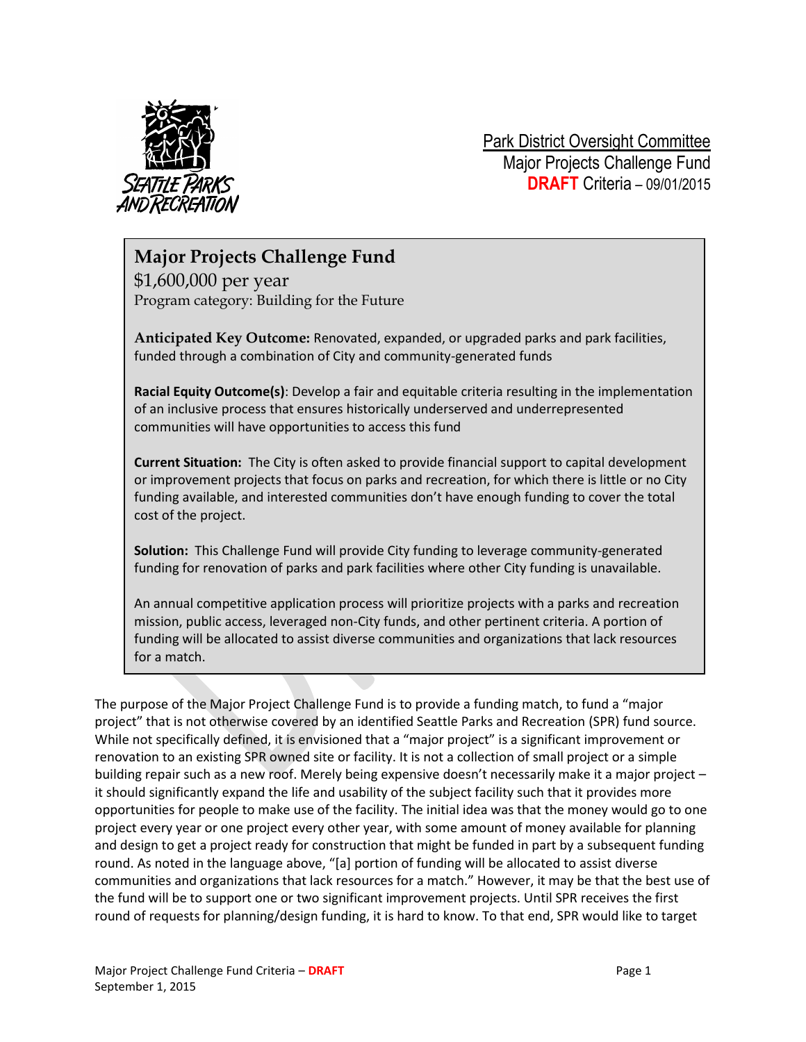Park District Oversight Committee
Major Projects Challenge Fund
**DRAFT** Criteria – 09/01/2015

## Major Projects Challenge Fund

$1,600,000 per year
Program category: Building for the Future

**Anticipated Key Outcome:** Renovated, expanded, or upgraded parks and park facilities, funded through a combination of City and community-generated funds

**Racial Equity Outcome(s)**: Develop a fair and equitable criteria resulting in the implementation of an inclusive process that ensures historically underserved and underrepresented communities will have opportunities to access this fund

**Current Situation:** The City is often asked to provide financial support to capital development or improvement projects that focus on parks and recreation, for which there is little or no City funding available, and interested communities don't have enough funding to cover the total cost of the project.

**Solution:** This Challenge Fund will provide City funding to leverage community-generated funding for renovation of parks and park facilities where other City funding is unavailable.

An annual competitive application process will prioritize projects with a parks and recreation mission, public access, leveraged non-City funds, and other pertinent criteria. A portion of funding will be allocated to assist diverse communities and organizations that lack resources for a match.

The purpose of the Major Project Challenge Fund is to provide a funding match, to fund a "major project" that is not otherwise covered by an identified Seattle Parks and Recreation (SPR) fund source. While not specifically defined, it is envisioned that a "major project" is a significant improvement or renovation to an existing SPR owned site or facility. It is not a collection of small project or a simple building repair such as a new roof. Merely being expensive doesn't necessarily make it a major project – it should significantly expand the life and usability of the subject facility such that it provides more opportunities for people to make use of the facility. The initial idea was that the money would go to one project every year or one project every other year, with some amount of money available for planning and design to get a project ready for construction that might be funded in part by a subsequent funding round. As noted in the language above, "[a] portion of funding will be allocated to assist diverse communities and organizations that lack resources for a match." However, it may be that the best use of the fund will be to support one or two significant improvement projects. Until SPR receives the first round of requests for planning/design funding, it is hard to know. To that end, SPR would like to target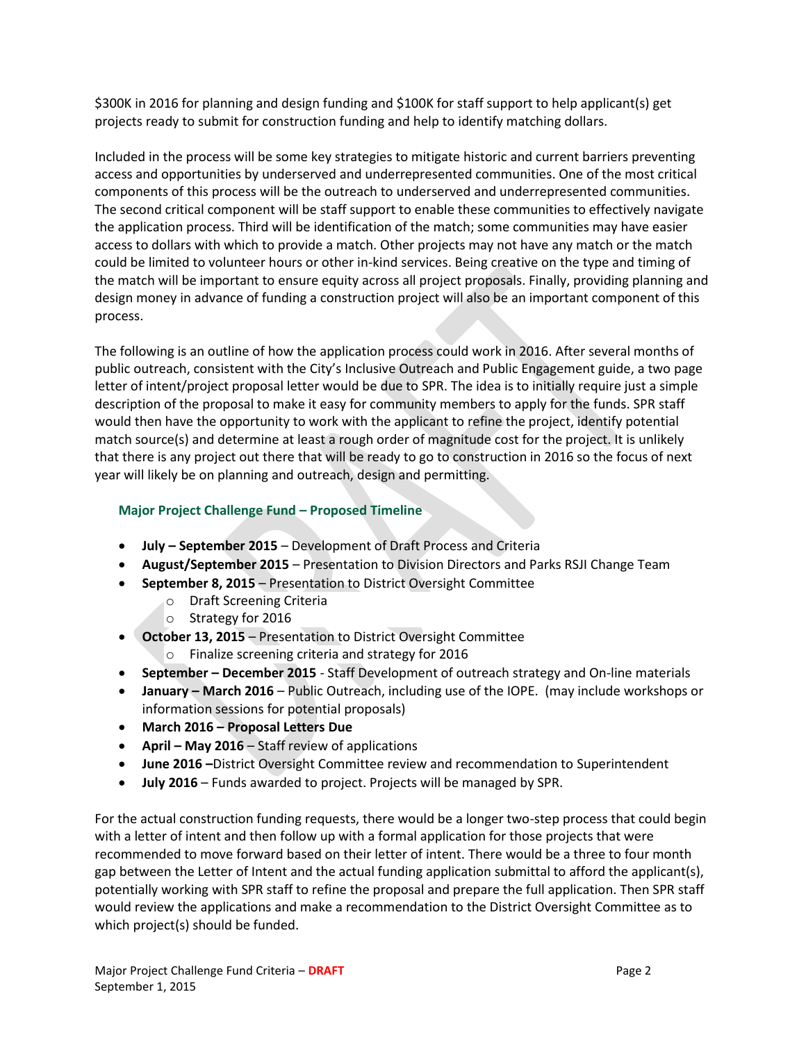$300K in 2016 for planning and design funding and $100K for staff support to help applicant(s) get projects ready to submit for construction funding and help to identify matching dollars.

Included in the process will be some key strategies to mitigate historic and current barriers preventing access and opportunities by underserved and underrepresented communities. One of the most critical components of this process will be the outreach to underserved and underrepresented communities. The second critical component will be staff support to enable these communities to effectively navigate the application process. Third will be identification of the match; some communities may have easier access to dollars with which to provide a match. Other projects may not have any match or the match could be limited to volunteer hours or other in-kind services. Being creative on the type and timing of the match will be important to ensure equity across all project proposals. Finally, providing planning and design money in advance of funding a construction project will also be an important component of this process.

The following is an outline of how the application process could work in 2016. After several months of public outreach, consistent with the City's Inclusive Outreach and Public Engagement guide, a two page letter of intent/project proposal letter would be due to SPR. The idea is to initially require just a simple description of the proposal to make it easy for community members to apply for the funds. SPR staff would then have the opportunity to work with the applicant to refine the project, identify potential match source(s) and determine at least a rough order of magnitude cost for the project. It is unlikely that there is any project out there that will be ready to go to construction in 2016 so the focus of next year will likely be on planning and outreach, design and permitting.

### Major Project Challenge Fund – Proposed Timeline

- **July – September 2015** – Development of Draft Process and Criteria
- **August/September 2015** – Presentation to Division Directors and Parks RSJI Change Team
- **September 8, 2015** – Presentation to District Oversight Committee
  - Draft Screening Criteria
  - Strategy for 2016
- **October 13, 2015** – Presentation to District Oversight Committee
  - Finalize screening criteria and strategy for 2016
- **September – December 2015** - Staff Development of outreach strategy and On-line materials
- **January – March 2016** – Public Outreach, including use of the IOPE. (may include workshops or information sessions for potential proposals)
- **March 2016 – Proposal Letters Due**
- **April – May 2016** – Staff review of applications
- **June 2016** –District Oversight Committee review and recommendation to Superintendent
- **July 2016** – Funds awarded to project. Projects will be managed by SPR.

For the actual construction funding requests, there would be a longer two-step process that could begin with a letter of intent and then follow up with a formal application for those projects that were recommended to move forward based on their letter of intent. There would be a three to four month gap between the Letter of Intent and the actual funding application submittal to afford the applicant(s), potentially working with SPR staff to refine the proposal and prepare the full application. Then SPR staff would review the applications and make a recommendation to the District Oversight Committee as to which project(s) should be funded.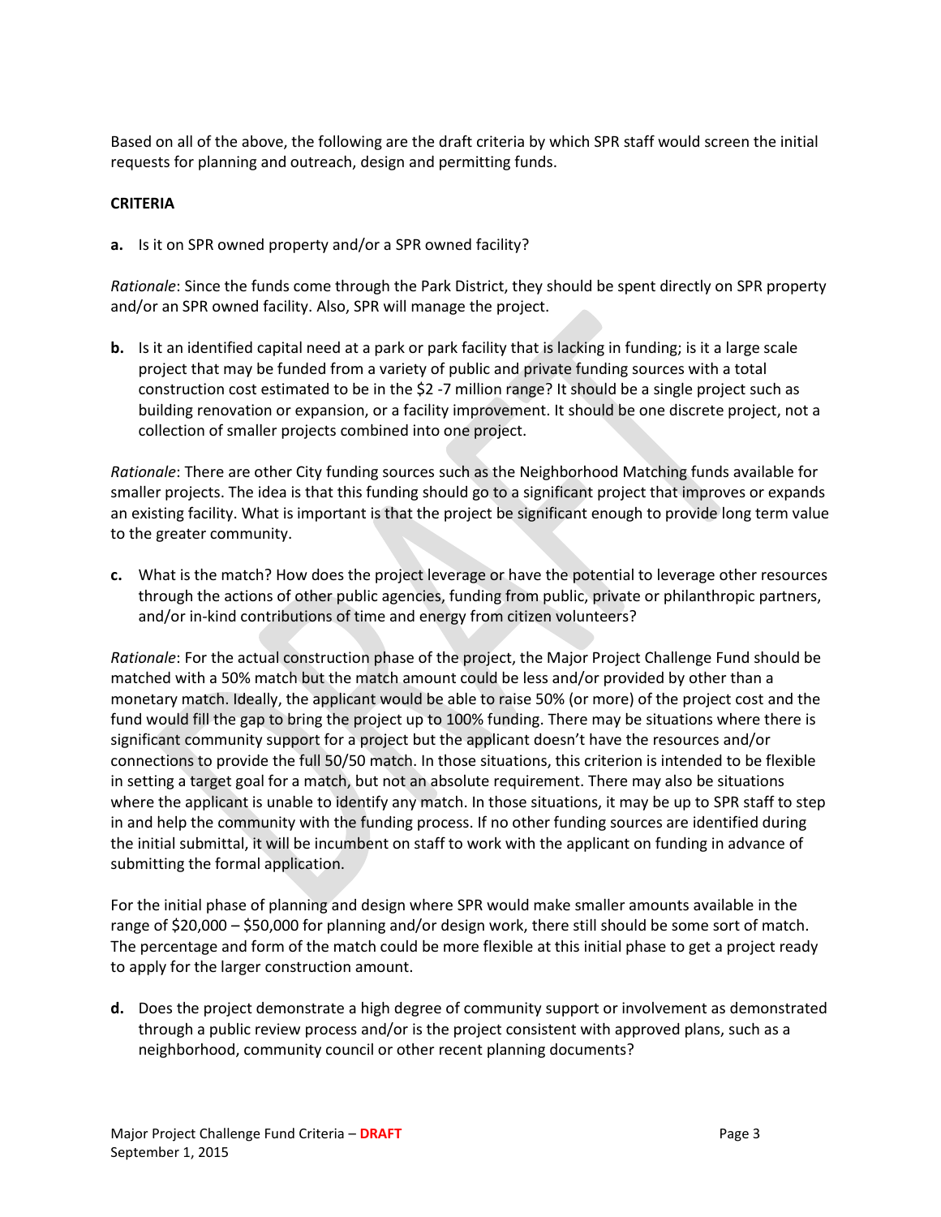Based on all of the above, the following are the draft criteria by which SPR staff would screen the initial requests for planning and outreach, design and permitting funds.

**CRITERIA**

**a.** Is it on SPR owned property and/or a SPR owned facility?

*Rationale*: Since the funds come through the Park District, they should be spent directly on SPR property and/or an SPR owned facility. Also, SPR will manage the project.

**b.** Is it an identified capital need at a park or park facility that is lacking in funding; is it a large scale project that may be funded from a variety of public and private funding sources with a total construction cost estimated to be in the $2 -7 million range? It should be a single project such as building renovation or expansion, or a facility improvement. It should be one discrete project, not a collection of smaller projects combined into one project.

*Rationale*: There are other City funding sources such as the Neighborhood Matching funds available for smaller projects. The idea is that this funding should go to a significant project that improves or expands an existing facility. What is important is that the project be significant enough to provide long term value to the greater community.

**c.** What is the match? How does the project leverage or have the potential to leverage other resources through the actions of other public agencies, funding from public, private or philanthropic partners, and/or in-kind contributions of time and energy from citizen volunteers?

*Rationale*: For the actual construction phase of the project, the Major Project Challenge Fund should be matched with a 50% match but the match amount could be less and/or provided by other than a monetary match. Ideally, the applicant would be able to raise 50% (or more) of the project cost and the fund would fill the gap to bring the project up to 100% funding. There may be situations where there is significant community support for a project but the applicant doesn't have the resources and/or connections to provide the full 50/50 match. In those situations, this criterion is intended to be flexible in setting a target goal for a match, but not an absolute requirement. There may also be situations where the applicant is unable to identify any match. In those situations, it may be up to SPR staff to step in and help the community with the funding process. If no other funding sources are identified during the initial submittal, it will be incumbent on staff to work with the applicant on funding in advance of submitting the formal application.

For the initial phase of planning and design where SPR would make smaller amounts available in the range of $20,000 – $50,000 for planning and/or design work, there still should be some sort of match. The percentage and form of the match could be more flexible at this initial phase to get a project ready to apply for the larger construction amount.

**d.** Does the project demonstrate a high degree of community support or involvement as demonstrated through a public review process and/or is the project consistent with approved plans, such as a neighborhood, community council or other recent planning documents?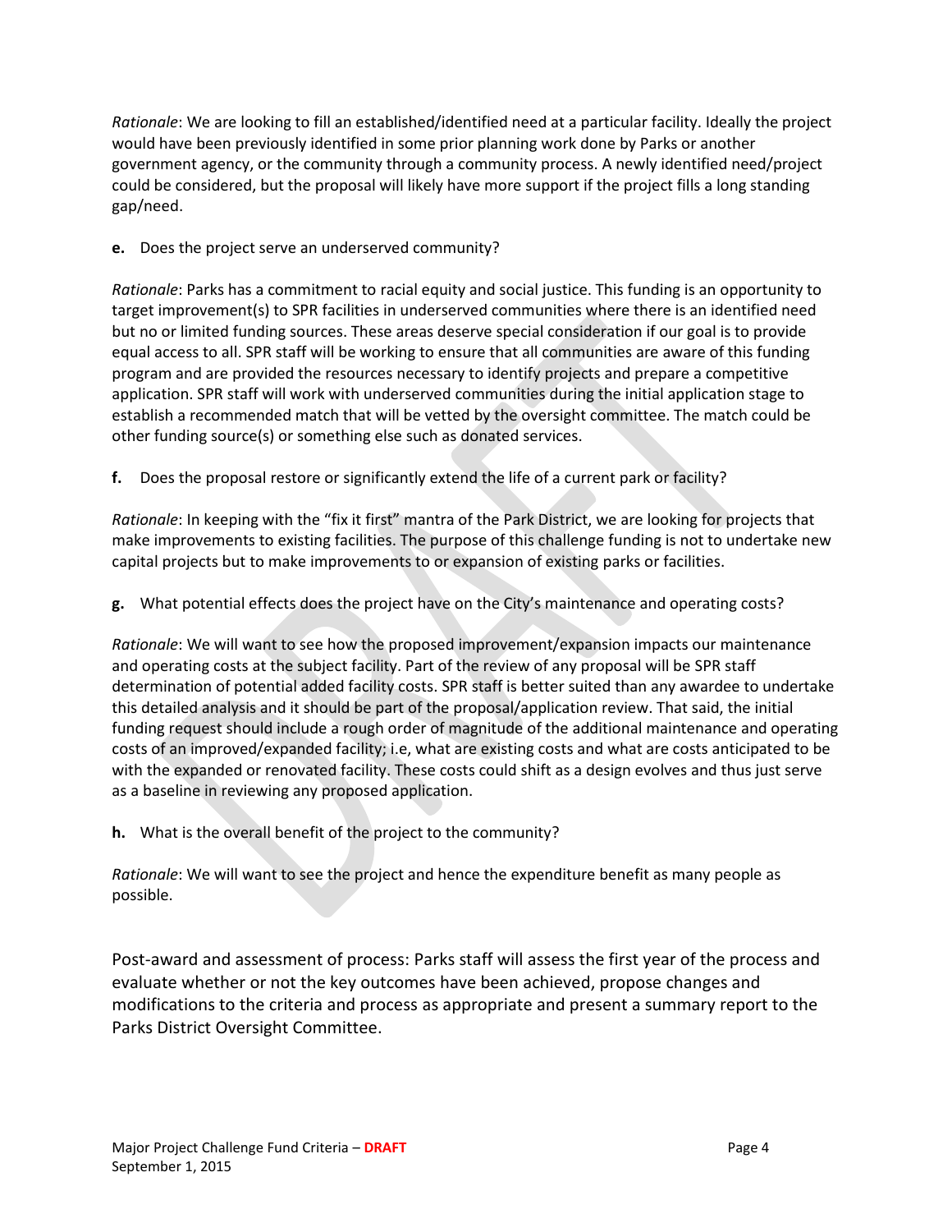*Rationale*: We are looking to fill an established/identified need at a particular facility. Ideally the project would have been previously identified in some prior planning work done by Parks or another government agency, or the community through a community process. A newly identified need/project could be considered, but the proposal will likely have more support if the project fills a long standing gap/need.

**e.** Does the project serve an underserved community?

*Rationale*: Parks has a commitment to racial equity and social justice. This funding is an opportunity to target improvement(s) to SPR facilities in underserved communities where there is an identified need but no or limited funding sources. These areas deserve special consideration if our goal is to provide equal access to all. SPR staff will be working to ensure that all communities are aware of this funding program and are provided the resources necessary to identify projects and prepare a competitive application. SPR staff will work with underserved communities during the initial application stage to establish a recommended match that will be vetted by the oversight committee. The match could be other funding source(s) or something else such as donated services.

**f.** Does the proposal restore or significantly extend the life of a current park or facility?

*Rationale*: In keeping with the "fix it first" mantra of the Park District, we are looking for projects that make improvements to existing facilities. The purpose of this challenge funding is not to undertake new capital projects but to make improvements to or expansion of existing parks or facilities.

**g.** What potential effects does the project have on the City's maintenance and operating costs?

*Rationale*: We will want to see how the proposed improvement/expansion impacts our maintenance and operating costs at the subject facility. Part of the review of any proposal will be SPR staff determination of potential added facility costs. SPR staff is better suited than any awardee to undertake this detailed analysis and it should be part of the proposal/application review. That said, the initial funding request should include a rough order of magnitude of the additional maintenance and operating costs of an improved/expanded facility; i.e, what are existing costs and what are costs anticipated to be with the expanded or renovated facility. These costs could shift as a design evolves and thus just serve as a baseline in reviewing any proposed application.

**h.** What is the overall benefit of the project to the community?

*Rationale*: We will want to see the project and hence the expenditure benefit as many people as possible.

Post-award and assessment of process: Parks staff will assess the first year of the process and evaluate whether or not the key outcomes have been achieved, propose changes and modifications to the criteria and process as appropriate and present a summary report to the Parks District Oversight Committee.